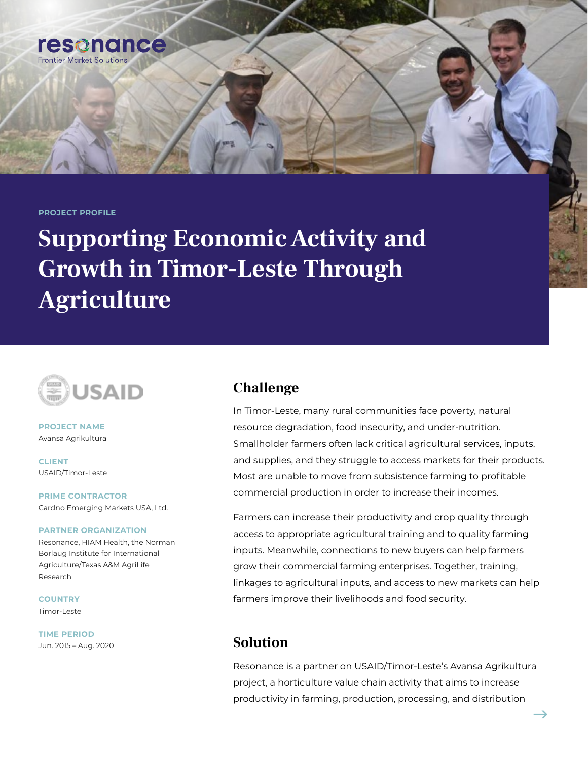resonance
Frontier Market Solutions

PROJECT PROFILE

# Supporting Economic Activity and Growth in Timor-Leste Through Agriculture

USAID

**PROJECT NAME**
Avansa Agrikultura

**CLIENT**
USAID/Timor-Leste

**PRIME CONTRACTOR**
Cardno Emerging Markets USA, Ltd.

**PARTNER ORGANIZATION**
Resonance, HIAM Health, the Norman Borlaug Institute for International Agriculture/Texas A&M AgriLife Research

**COUNTRY**
Timor-Leste

**TIME PERIOD**
Jun. 2015 – Aug. 2020

## Challenge

In Timor-Leste, many rural communities face poverty, natural resource degradation, food insecurity, and under-nutrition. Smallholder farmers often lack critical agricultural services, inputs, and supplies, and they struggle to access markets for their products. Most are unable to move from subsistence farming to profitable commercial production in order to increase their incomes.

Farmers can increase their productivity and crop quality through access to appropriate agricultural training and to quality farming inputs. Meanwhile, connections to new buyers can help farmers grow their commercial farming enterprises. Together, training, linkages to agricultural inputs, and access to new markets can help farmers improve their livelihoods and food security.

## Solution

Resonance is a partner on USAID/Timor-Leste's Avansa Agrikultura project, a horticulture value chain activity that aims to increase productivity in farming, production, processing, and distribution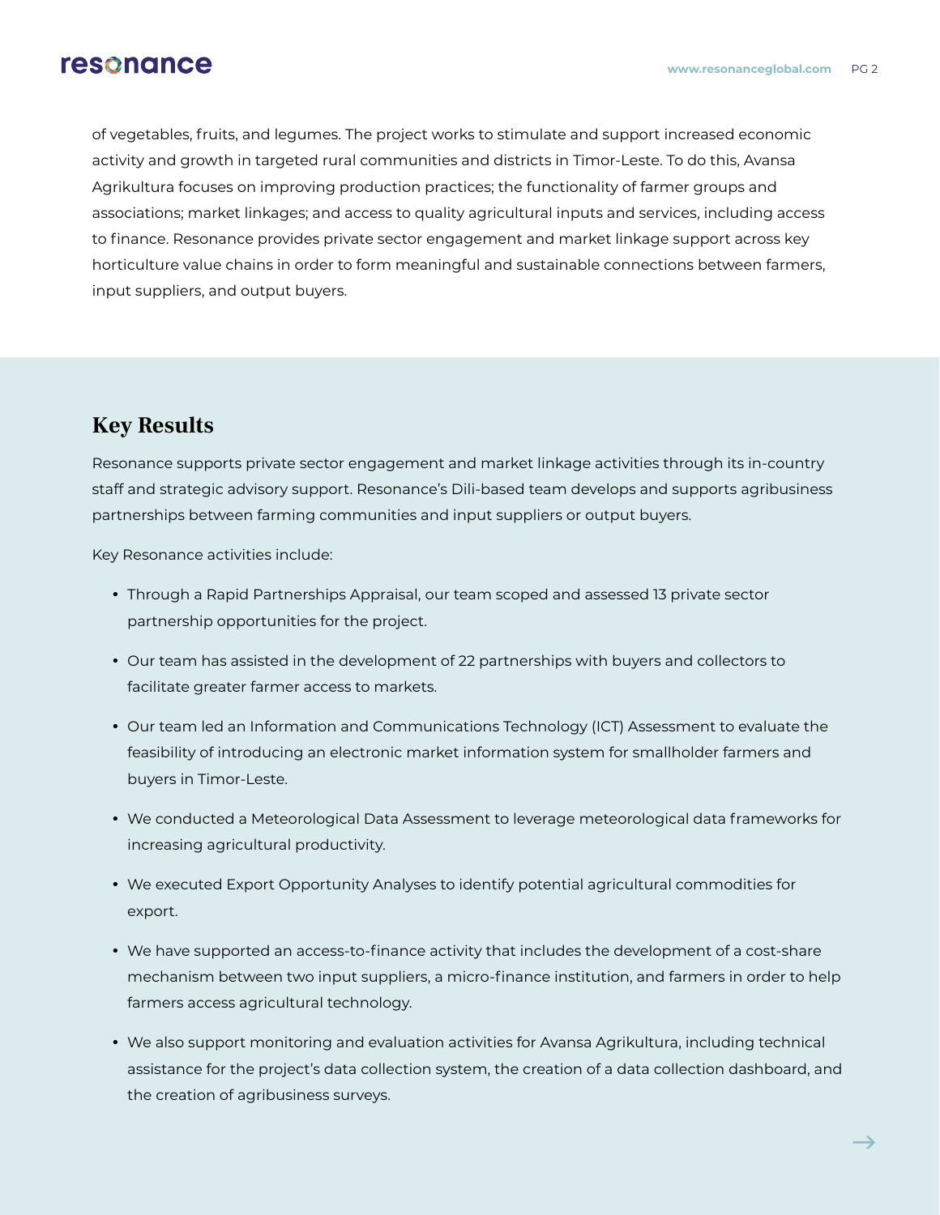of vegetables, fruits, and legumes. The project works to stimulate and support increased economic activity and growth in targeted rural communities and districts in Timor-Leste. To do this, Avansa Agrikultura focuses on improving production practices; the functionality of farmer groups and associations; market linkages; and access to quality agricultural inputs and services, including access to finance. Resonance provides private sector engagement and market linkage support across key horticulture value chains in order to form meaningful and sustainable connections between farmers, input suppliers, and output buyers.

## Key Results

Resonance supports private sector engagement and market linkage activities through its in-country staff and strategic advisory support. Resonance's Dili-based team develops and supports agribusiness partnerships between farming communities and input suppliers or output buyers.

Key Resonance activities include:

- Through a Rapid Partnerships Appraisal, our team scoped and assessed 13 private sector partnership opportunities for the project.
- Our team has assisted in the development of 22 partnerships with buyers and collectors to facilitate greater farmer access to markets.
- Our team led an Information and Communications Technology (ICT) Assessment to evaluate the feasibility of introducing an electronic market information system for smallholder farmers and buyers in Timor-Leste.
- We conducted a Meteorological Data Assessment to leverage meteorological data frameworks for increasing agricultural productivity.
- We executed Export Opportunity Analyses to identify potential agricultural commodities for export.
- We have supported an access-to-finance activity that includes the development of a cost-share mechanism between two input suppliers, a micro-finance institution, and farmers in order to help farmers access agricultural technology.
- We also support monitoring and evaluation activities for Avansa Agrikultura, including technical assistance for the project's data collection system, the creation of a data collection dashboard, and the creation of agribusiness surveys.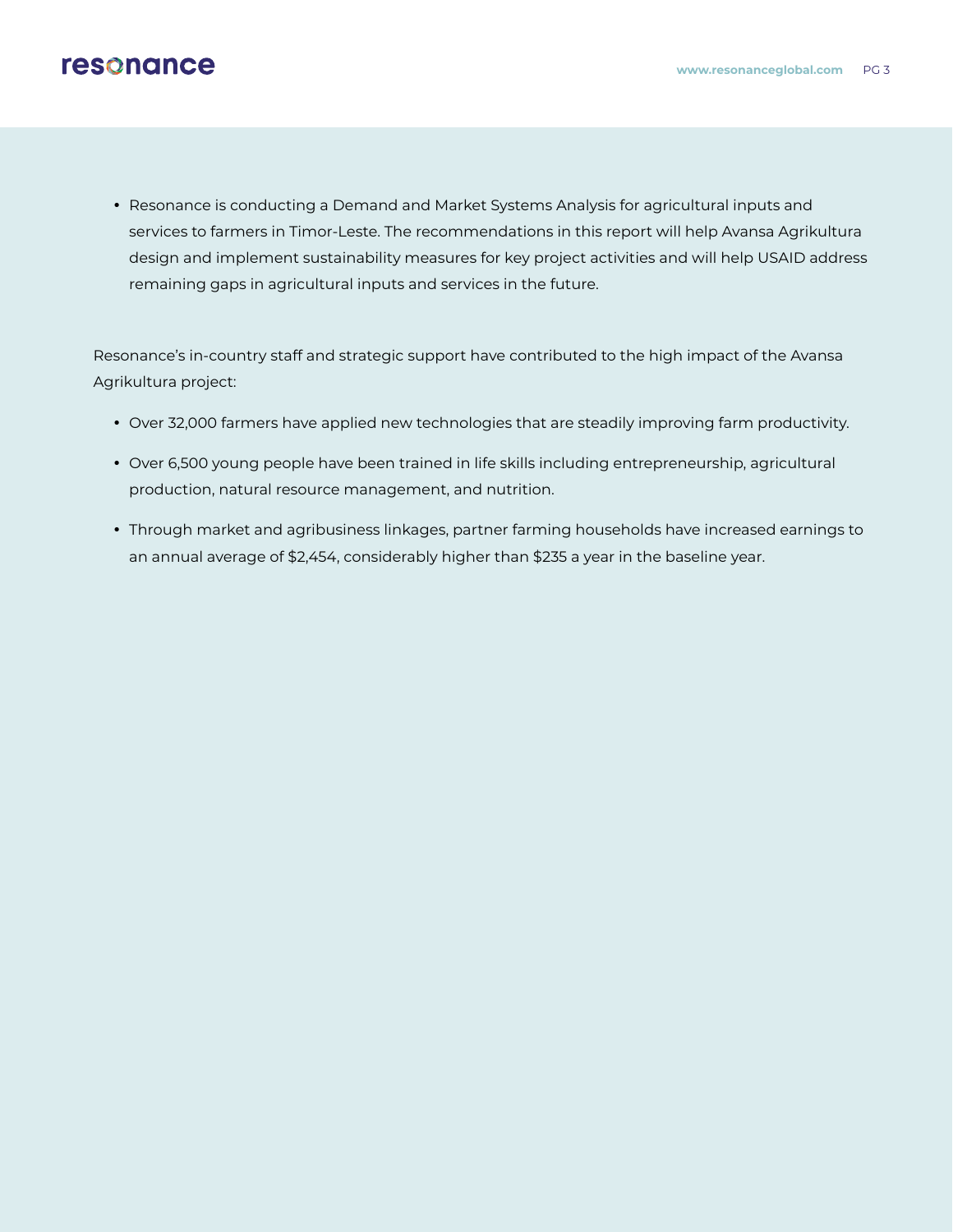- Resonance is conducting a Demand and Market Systems Analysis for agricultural inputs and services to farmers in Timor-Leste. The recommendations in this report will help Avansa Agrikultura design and implement sustainability measures for key project activities and will help USAID address remaining gaps in agricultural inputs and services in the future.

Resonance's in-country staff and strategic support have contributed to the high impact of the Avansa Agrikultura project:

- Over 32,000 farmers have applied new technologies that are steadily improving farm productivity.
- Over 6,500 young people have been trained in life skills including entrepreneurship, agricultural production, natural resource management, and nutrition.
- Through market and agribusiness linkages, partner farming households have increased earnings to an annual average of $2,454, considerably higher than $235 a year in the baseline year.